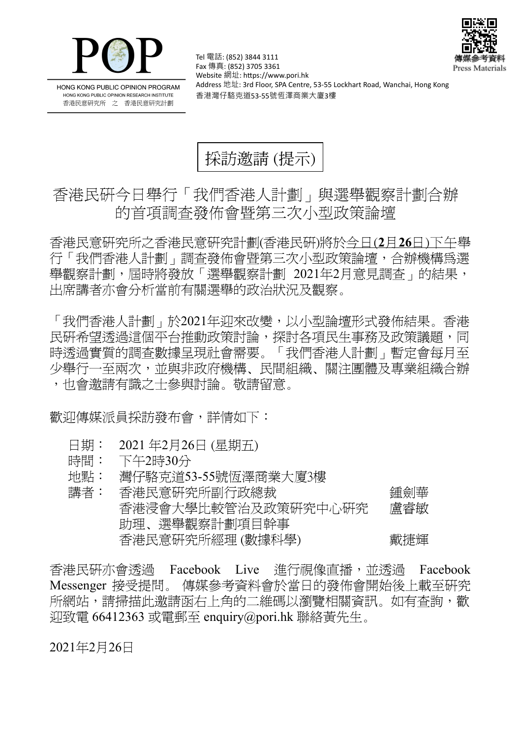POP

HONG KONG PUBLIC OPINION PROGRAM
HONG KONG PUBLIC OPINION RESEARCH INSTITUTE
香港民意研究所 之 香港民意研究計劃

Tel 電話: (852) 3844 3111
Fax 傳真: (852) 3705 3361
Website 網址: https://www.pori.hk
Address 地址: 3rd Floor, SPA Centre, 53-55 Lockhart Road, Wanchai, Hong Kong
香港灣仔駱克道53-55號恒澤商業大廈3樓

傳媒參考資料
Press Materials

# 採訪邀請 (提示)

## 香港民研今日舉行「我們香港人計劃」與選舉觀察計劃合辦的首項調查發佈會暨第三次小型政策論壇

香港民意研究所之香港民意研究計劃(香港民研)將於今日(**2**月**26**日)下午舉行「我們香港人計劃」調查發佈會暨第三次小型政策論壇，合辦機構爲選舉觀察計劃，屆時將發放「選舉觀察計劃 2021年2月意見調查」的結果，出席講者亦會分析當前有關選舉的政治狀況及觀察。

「我們香港人計劃」於2021年迎來改變，以小型論壇形式發佈結果。香港民研希望透過這個平台推動政策討論，探討各項民生事務及政策議題，同時透過實質的調查數據呈現社會需要。「我們香港人計劃」暫定會每月至少舉行一至兩次，並與非政府機構、民間組織、關注團體及專業組織合辦，也會邀請有識之士參與討論。敬請留意。

歡迎傳媒派員採訪發布會，詳情如下：

| | | |
|---|---|---|
| 日期： | 2021 年2月26日 (星期五) | |
| 時間： | 下午2時30分 | |
| 地點： | 灣仔駱克道53-55號恆澤商業大廈3樓 | |
| 講者： | 香港民意研究所副行政總裁 | 鍾劍華 |
| | 香港浸會大學比較管治及政策研究中心研究助理、選舉觀察計劃項目幹事 | 盧睿敏 |
| | 香港民意研究所經理 (數據科學) | 戴捷輝 |

香港民研亦會透過 Facebook Live 進行視像直播，並透過 Facebook Messenger 接受提問。 傳媒參考資料會於當日的發佈會開始後上載至研究所網站，請掃描此邀請函右上角的二維碼以瀏覽相關資訊。如有查詢，歡迎致電 66412363 或電郵至 enquiry@pori.hk 聯絡黃先生。

2021年2月26日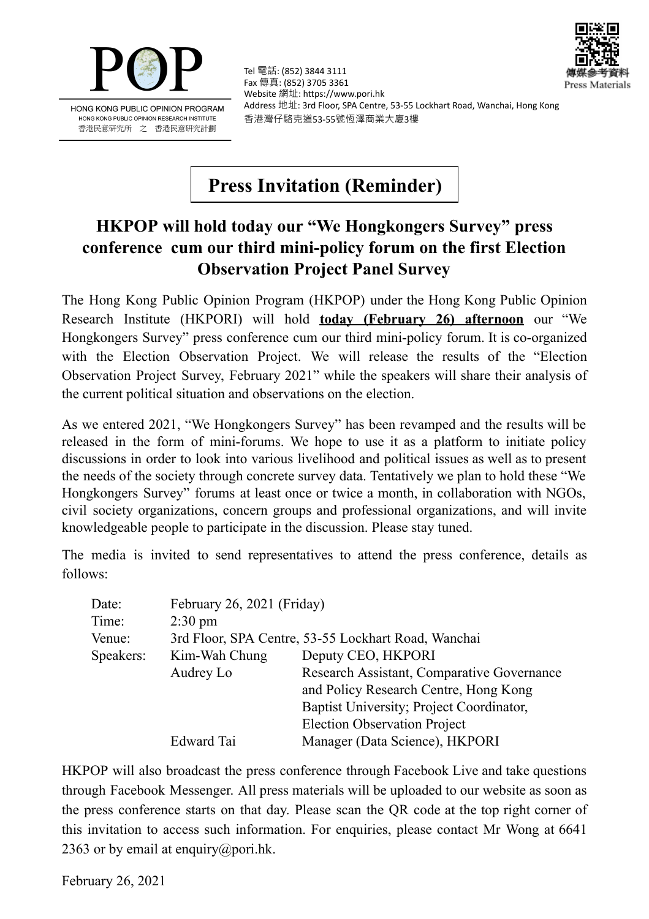HONG KONG PUBLIC OPINION PROGRAM
HONG KONG PUBLIC OPINION RESEARCH INSTITUTE
香港民意研究所 之 香港民意研究計劃

Tel 電話: (852) 3844 3111
Fax 傳真: (852) 3705 3361
Website 網址: https://www.pori.hk
Address 地址: 3rd Floor, SPA Centre, 53-55 Lockhart Road, Wanchai, Hong Kong
香港灣仔駱克道53-55號恆澤商業大廈3樓

傳媒參考資料
Press Materials

# Press Invitation (Reminder)

## HKPOP will hold today our "We Hongkongers Survey" press conference cum our third mini-policy forum on the first Election Observation Project Panel Survey

The Hong Kong Public Opinion Program (HKPOP) under the Hong Kong Public Opinion Research Institute (HKPORI) will hold **today (February 26) afternoon** our "We Hongkongers Survey" press conference cum our third mini-policy forum. It is co-organized with the Election Observation Project. We will release the results of the "Election Observation Project Survey, February 2021" while the speakers will share their analysis of the current political situation and observations on the election.

As we entered 2021, "We Hongkongers Survey" has been revamped and the results will be released in the form of mini-forums. We hope to use it as a platform to initiate policy discussions in order to look into various livelihood and political issues as well as to present the needs of the society through concrete survey data. Tentatively we plan to hold these "We Hongkongers Survey" forums at least once or twice a month, in collaboration with NGOs, civil society organizations, concern groups and professional organizations, and will invite knowledgeable people to participate in the discussion. Please stay tuned.

The media is invited to send representatives to attend the press conference, details as follows:

| | | |
|---|---|---|
| Date: | February 26, 2021 (Friday) | |
| Time: | 2:30 pm | |
| Venue: | 3rd Floor, SPA Centre, 53-55 Lockhart Road, Wanchai | |
| Speakers: | Kim-Wah Chung | Deputy CEO, HKPORI |
| | Audrey Lo | Research Assistant, Comparative Governance and Policy Research Centre, Hong Kong Baptist University; Project Coordinator, Election Observation Project |
| | Edward Tai | Manager (Data Science), HKPORI |

HKPOP will also broadcast the press conference through Facebook Live and take questions through Facebook Messenger. All press materials will be uploaded to our website as soon as the press conference starts on that day. Please scan the QR code at the top right corner of this invitation to access such information. For enquiries, please contact Mr Wong at 6641 2363 or by email at enquiry@pori.hk.

February 26, 2021